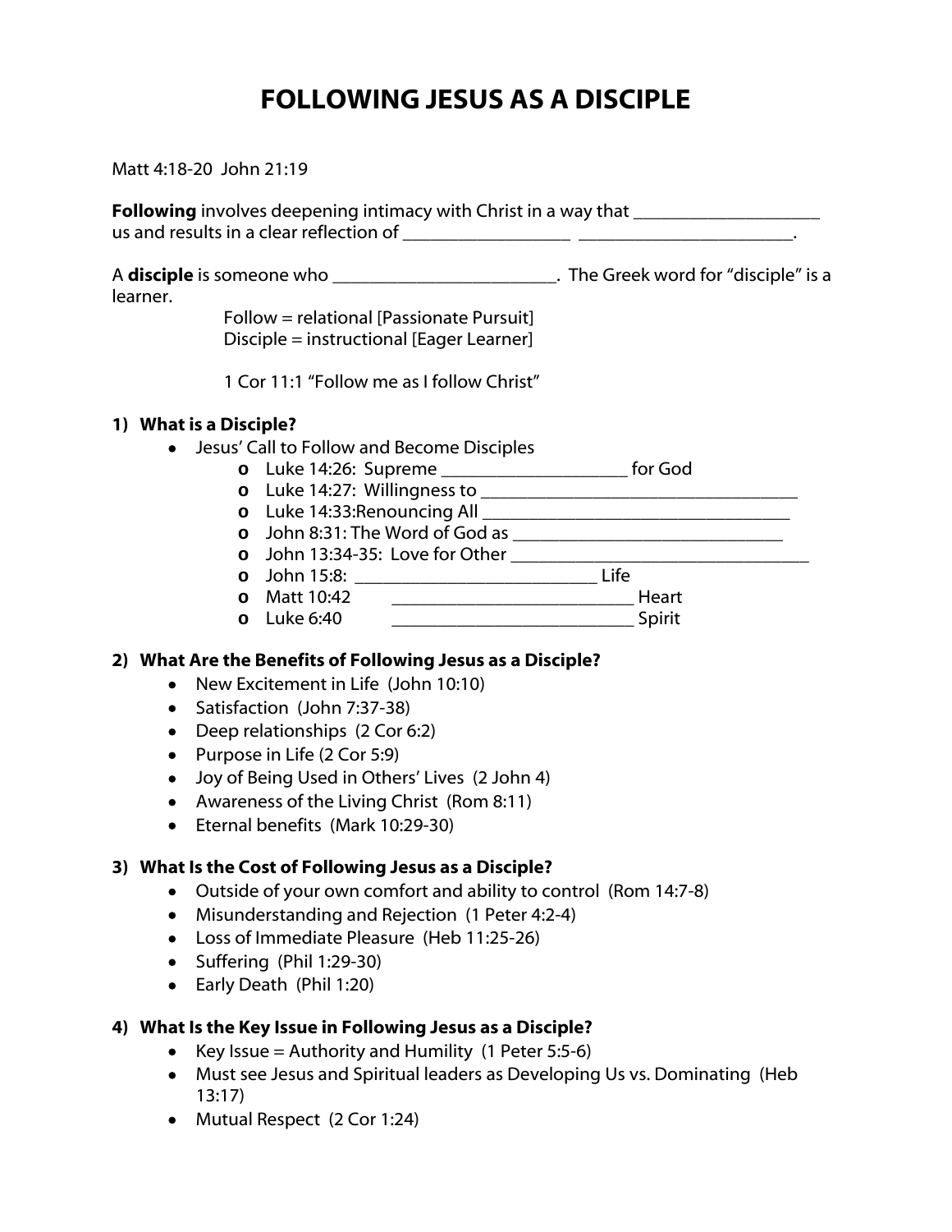# FOLLOWING JESUS AS A DISCIPLE

Matt 4:18-20  John 21:19

**Following** involves deepening intimacy with Christ in a way that ____________________ us and results in a clear reflection of __________________ ________________________.

A **disciple** is someone who ________________________. The Greek word for "disciple" is a learner.

Follow = relational [Passionate Pursuit]
Disciple = instructional [Eager Learner]

1 Cor 11:1 "Follow me as I follow Christ"

### 1) What is a Disciple?

- Jesus' Call to Follow and Become Disciples
  - Luke 14:26: Supreme ____________________ for God
  - Luke 14:27: Willingness to ___________________________________
  - Luke 14:33:Renouncing All __________________________________
  - John 8:31: The Word of God as ______________________________
  - John 13:34-35: Love for Other _________________________________
  - John 15:8: __________________________ Life
  - Matt 10:42 __________________________ Heart
  - Luke 6:40 __________________________ Spirit

### 2) What Are the Benefits of Following Jesus as a Disciple?

- New Excitement in Life (John 10:10)
- Satisfaction (John 7:37-38)
- Deep relationships (2 Cor 6:2)
- Purpose in Life (2 Cor 5:9)
- Joy of Being Used in Others' Lives (2 John 4)
- Awareness of the Living Christ (Rom 8:11)
- Eternal benefits (Mark 10:29-30)

### 3) What Is the Cost of Following Jesus as a Disciple?

- Outside of your own comfort and ability to control (Rom 14:7-8)
- Misunderstanding and Rejection (1 Peter 4:2-4)
- Loss of Immediate Pleasure (Heb 11:25-26)
- Suffering (Phil 1:29-30)
- Early Death (Phil 1:20)

### 4) What Is the Key Issue in Following Jesus as a Disciple?

- Key Issue = Authority and Humility (1 Peter 5:5-6)
- Must see Jesus and Spiritual leaders as Developing Us vs. Dominating (Heb 13:17)
- Mutual Respect (2 Cor 1:24)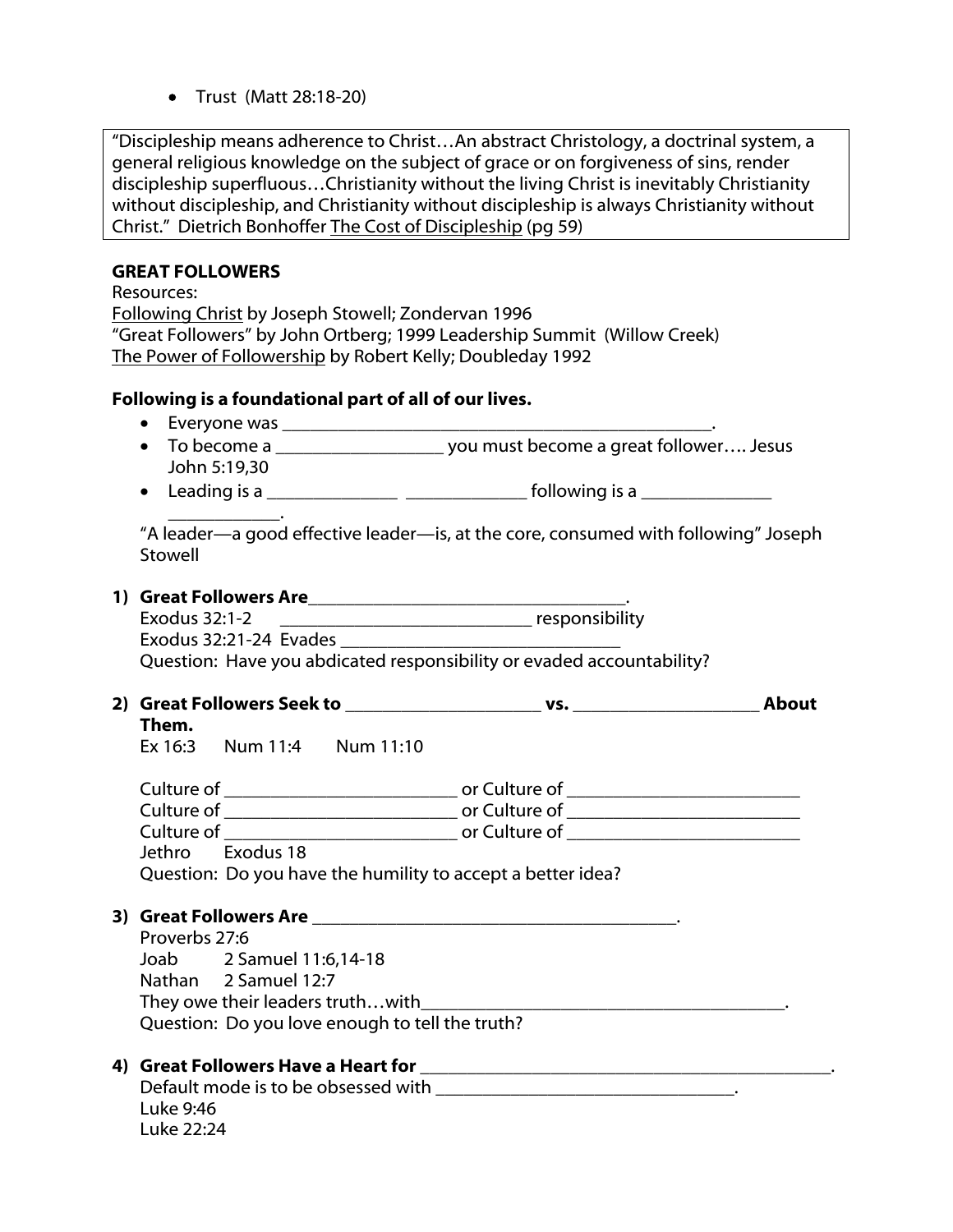- Trust (Matt 28:18-20)

> "Discipleship means adherence to Christ…An abstract Christology, a doctrinal system, a general religious knowledge on the subject of grace or on forgiveness of sins, render discipleship superfluous…Christianity without the living Christ is inevitably Christianity without discipleship, and Christianity without discipleship is always Christianity without Christ." Dietrich Bonhoffer The Cost of Discipleship (pg 59)

**GREAT FOLLOWERS**

Resources:
Following Christ by Joseph Stowell; Zondervan 1996
"Great Followers" by John Ortberg; 1999 Leadership Summit (Willow Creek)
The Power of Followership by Robert Kelly; Doubleday 1992

**Following is a foundational part of all of our lives.**

- Everyone was ______________________________________________.
- To become a _________________ you must become a great follower…. Jesus John 5:19,30
- Leading is a _____________ ____________ following is a _____________ ____________.

"A leader—a good effective leader—is, at the core, consumed with following" Joseph Stowell

1) **Great Followers Are__________________________________.**
   Exodus 32:1-2 ___________________________ responsibility
   Exodus 32:21-24 Evades _____________________________
   Question: Have you abdicated responsibility or evaded accountability?

2) **Great Followers Seek to ____________________ vs. __________________ About Them.**
   Ex 16:3 Num 11:4 Num 11:10

   Culture of _______________________ or Culture of _______________________
   Culture of _______________________ or Culture of _______________________
   Culture of _______________________ or Culture of _______________________
   Jethro Exodus 18
   Question: Do you have the humility to accept a better idea?

3) **Great Followers Are _______________________________________.**
   Proverbs 27:6
   Joab 2 Samuel 11:6,14-18
   Nathan 2 Samuel 12:7
   They owe their leaders truth…with_____________________________________.
   Question: Do you love enough to tell the truth?

4) **Great Followers Have a Heart for ____________________________________________.**
   Default mode is to be obsessed with ______________________________.
   Luke 9:46
   Luke 22:24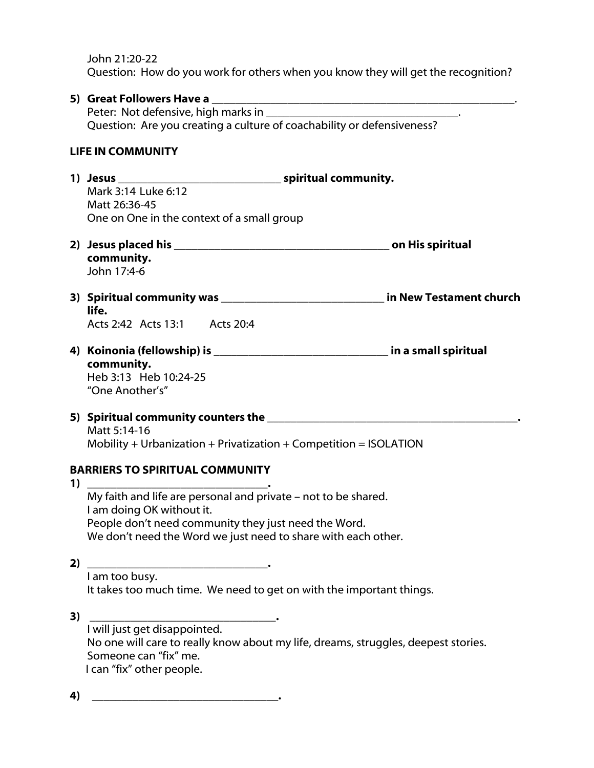John 21:20-22
Question: How do you work for others when you know they will get the recognition?

5) **Great Followers Have a \_\_\_\_\_\_\_\_\_\_\_\_\_\_\_\_\_\_\_\_\_\_\_\_\_\_\_\_\_\_\_\_\_\_\_\_\_\_\_\_\_\_\_\_\_\_\_\_\_\_\_\_\_\_\_\_\_\_\_\_\_\_\_\_\_\_\_\_\_\_\_.**
   Peter: Not defensive, high marks in \_\_\_\_\_\_\_\_\_\_\_\_\_\_\_\_\_\_\_\_\_\_\_\_\_\_\_\_\_\_\_\_\_\_\_\_\_\_\_\_\_\_\_\_.
   Question: Are you creating a culture of coachability or defensiveness?

**LIFE IN COMMUNITY**

1) **Jesus \_\_\_\_\_\_\_\_\_\_\_\_\_\_\_\_\_\_\_\_\_\_\_\_\_\_\_\_\_\_\_\_\_\_\_\_\_\_ spiritual community.**
   Mark 3:14 Luke 6:12
   Matt 26:36-45
   One on One in the context of a small group

2) **Jesus placed his \_\_\_\_\_\_\_\_\_\_\_\_\_\_\_\_\_\_\_\_\_\_\_\_\_\_\_\_\_\_\_\_\_\_\_\_\_\_\_\_\_\_\_\_\_\_\_\_\_\_ on His spiritual community.**
   John 17:4-6

3) **Spiritual community was \_\_\_\_\_\_\_\_\_\_\_\_\_\_\_\_\_\_\_\_\_\_\_\_\_\_\_\_\_\_\_\_\_\_\_\_\_\_ in New Testament church life.**
   Acts 2:42 Acts 13:1 Acts 20:4

4) **Koinonia (fellowship) is \_\_\_\_\_\_\_\_\_\_\_\_\_\_\_\_\_\_\_\_\_\_\_\_\_\_\_\_\_\_\_\_\_\_\_\_\_\_\_ in a small spiritual community.**
   Heb 3:13 Heb 10:24-25
   "One Another's"

5) **Spiritual community counters the \_\_\_\_\_\_\_\_\_\_\_\_\_\_\_\_\_\_\_\_\_\_\_\_\_\_\_\_\_\_\_\_\_\_\_\_\_\_\_\_\_\_\_\_\_\_\_\_\_\_\_\_\_\_\_\_.**
   Matt 5:14-16
   Mobility + Urbanization + Privatization + Competition = ISOLATION

**BARRIERS TO SPIRITUAL COMMUNITY**

1) \_\_\_\_\_\_\_\_\_\_\_\_\_\_\_\_\_\_\_\_\_\_\_\_\_\_\_\_\_\_\_\_\_\_\_\_\_\_\_\_\_.
   My faith and life are personal and private – not to be shared.
   I am doing OK without it.
   People don't need community they just need the Word.
   We don't need the Word we just need to share with each other.

2) \_\_\_\_\_\_\_\_\_\_\_\_\_\_\_\_\_\_\_\_\_\_\_\_\_\_\_\_\_\_\_\_\_\_\_\_\_\_\_\_\_.
   I am too busy.
   It takes too much time. We need to get on with the important things.

3) \_\_\_\_\_\_\_\_\_\_\_\_\_\_\_\_\_\_\_\_\_\_\_\_\_\_\_\_\_\_\_\_\_\_\_\_\_\_\_\_\_.
   I will just get disappointed.
   No one will care to really know about my life, dreams, struggles, deepest stories.
   Someone can "fix" me.
   I can "fix" other people.

4) \_\_\_\_\_\_\_\_\_\_\_\_\_\_\_\_\_\_\_\_\_\_\_\_\_\_\_\_\_\_\_\_\_\_\_\_\_\_\_\_\_.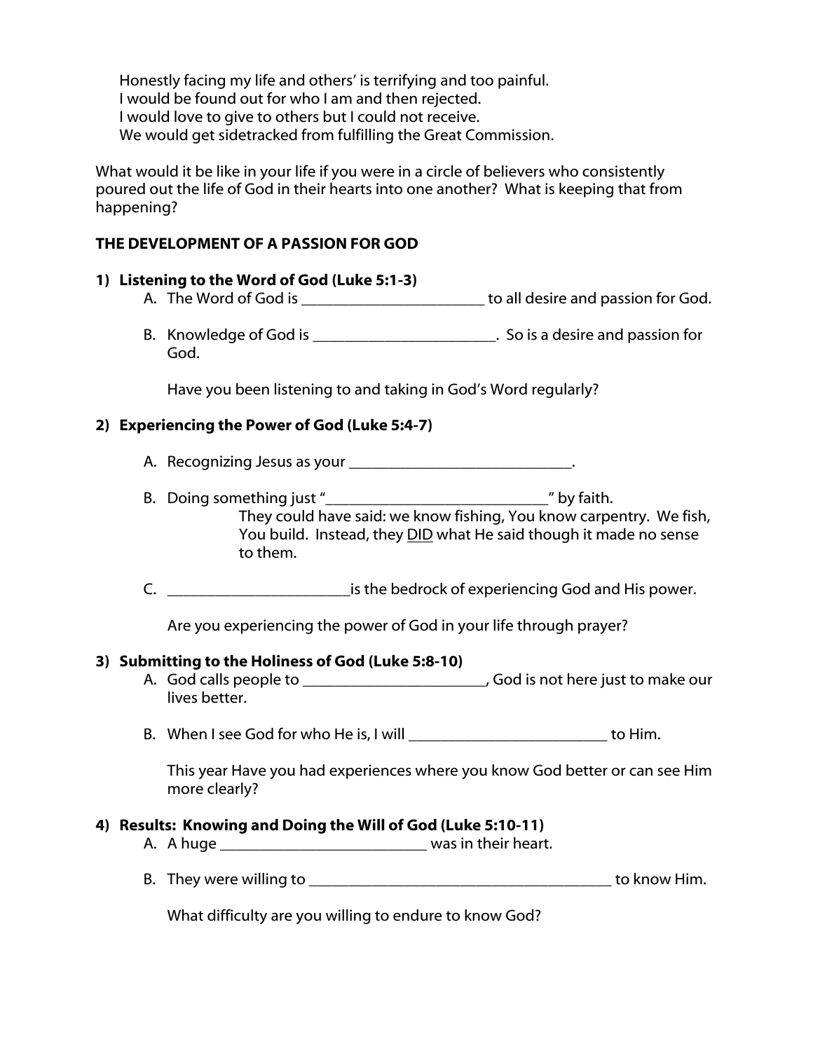Honestly facing my life and others' is terrifying and too painful.
I would be found out for who I am and then rejected.
I would love to give to others but I could not receive.
We would get sidetracked from fulfilling the Great Commission.

What would it be like in your life if you were in a circle of believers who consistently poured out the life of God in their hearts into one another? What is keeping that from happening?

**THE DEVELOPMENT OF A PASSION FOR GOD**

**1) Listening to the Word of God (Luke 5:1-3)**

A. The Word of God is _______________________ to all desire and passion for God.

B. Knowledge of God is _______________________. So is a desire and passion for God.

Have you been listening to and taking in God's Word regularly?

**2) Experiencing the Power of God (Luke 5:4-7)**

A. Recognizing Jesus as your ____________________________.

B. Doing something just "____________________________" by faith.
They could have said: we know fishing, You know carpentry. We fish, You build. Instead, they DID what He said though it made no sense to them.

C. _______________________is the bedrock of experiencing God and His power.

Are you experiencing the power of God in your life through prayer?

**3) Submitting to the Holiness of God (Luke 5:8-10)**

A. God calls people to _______________________, God is not here just to make our lives better.

B. When I see God for who He is, I will _________________________ to Him.

This year Have you had experiences where you know God better or can see Him more clearly?

**4) Results: Knowing and Doing the Will of God (Luke 5:10-11)**

A. A huge __________________________ was in their heart.

B. They were willing to ______________________________________ to know Him.

What difficulty are you willing to endure to know God?